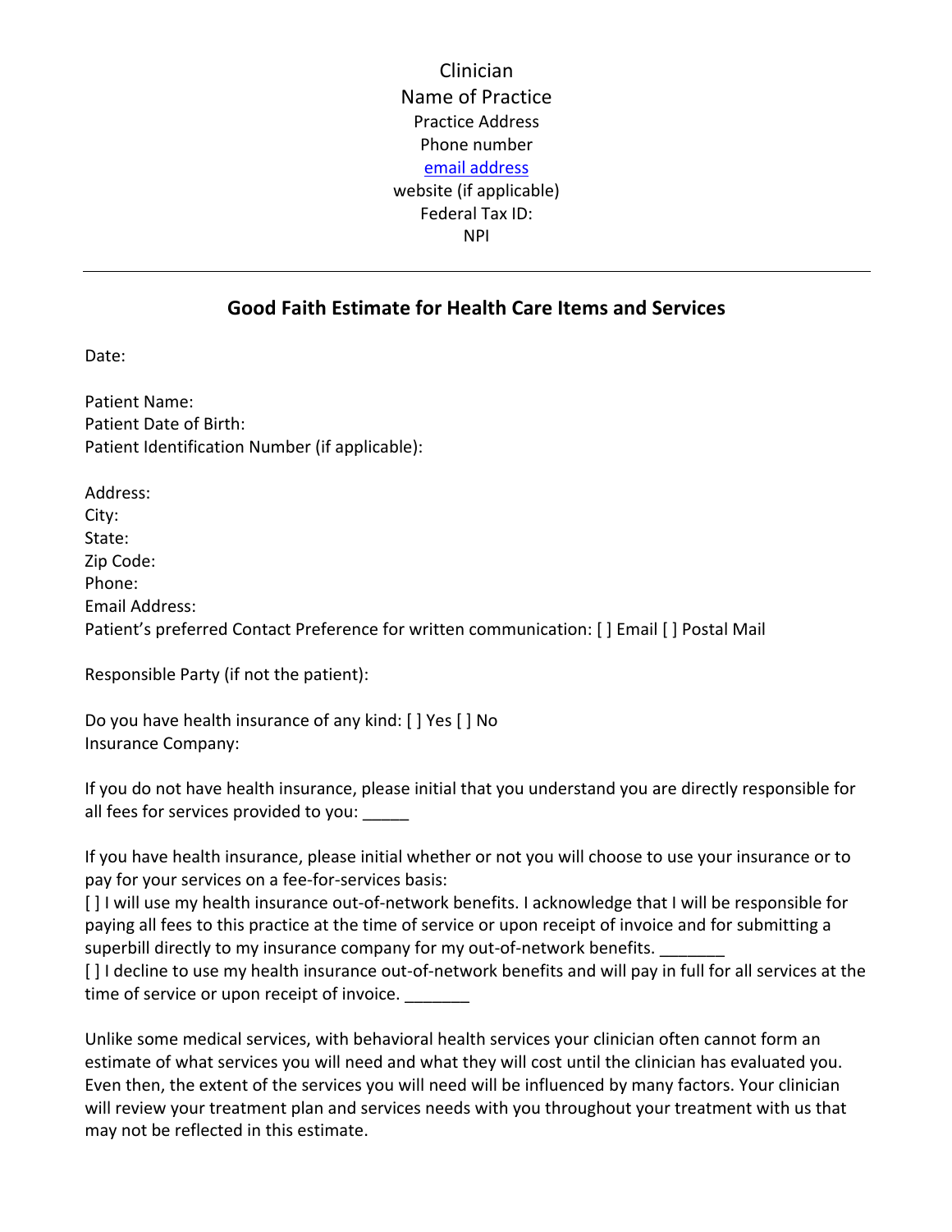Clinician
Name of Practice
Practice Address
Phone number
email address
website (if applicable)
Federal Tax ID:
NPI

---

## Good Faith Estimate for Health Care Items and Services

Date:

Patient Name:
Patient Date of Birth:
Patient Identification Number (if applicable):

Address:
City:
State:
Zip Code:
Phone:
Email Address:
Patient's preferred Contact Preference for written communication: [ ] Email [ ] Postal Mail

Responsible Party (if not the patient):

Do you have health insurance of any kind: [ ] Yes [ ] No
Insurance Company:

If you do not have health insurance, please initial that you understand you are directly responsible for all fees for services provided to you: _____

If you have health insurance, please initial whether or not you will choose to use your insurance or to pay for your services on a fee-for-services basis:
[ ] I will use my health insurance out-of-network benefits. I acknowledge that I will be responsible for paying all fees to this practice at the time of service or upon receipt of invoice and for submitting a superbill directly to my insurance company for my out-of-network benefits. _______
[ ] I decline to use my health insurance out-of-network benefits and will pay in full for all services at the time of service or upon receipt of invoice. _______

Unlike some medical services, with behavioral health services your clinician often cannot form an estimate of what services you will need and what they will cost until the clinician has evaluated you. Even then, the extent of the services you will need will be influenced by many factors. Your clinician will review your treatment plan and services needs with you throughout your treatment with us that may not be reflected in this estimate.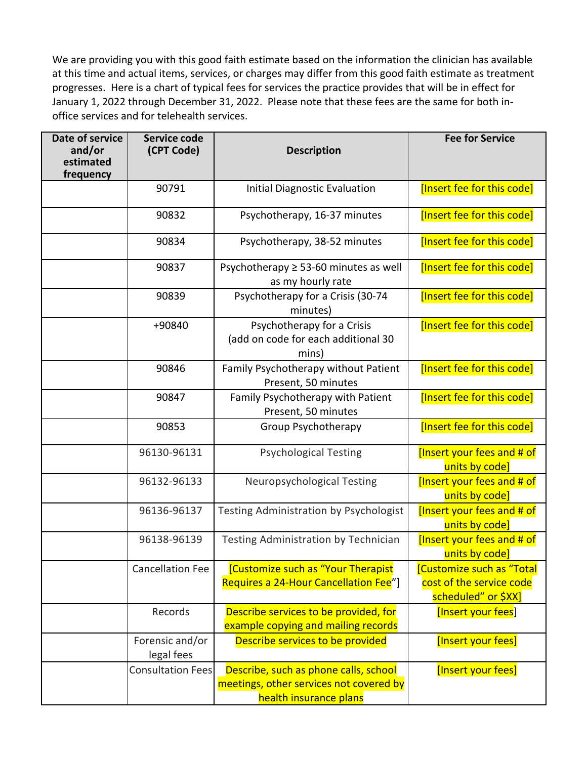We are providing you with this good faith estimate based on the information the clinician has available at this time and actual items, services, or charges may differ from this good faith estimate as treatment progresses. Here is a chart of typical fees for services the practice provides that will be in effect for January 1, 2022 through December 31, 2022. Please note that these fees are the same for both in-office services and for telehealth services.

| Date of service and/or estimated frequency | Service code (CPT Code) | Description | Fee for Service |
|---|---|---|---|
| | 90791 | Initial Diagnostic Evaluation | [Insert fee for this code] |
| | 90832 | Psychotherapy, 16-37 minutes | [Insert fee for this code] |
| | 90834 | Psychotherapy, 38-52 minutes | [Insert fee for this code] |
| | 90837 | Psychotherapy ≥ 53-60 minutes as well as my hourly rate | [Insert fee for this code] |
| | 90839 | Psychotherapy for a Crisis (30-74 minutes) | [Insert fee for this code] |
| | +90840 | Psychotherapy for a Crisis (add on code for each additional 30 mins) | [Insert fee for this code] |
| | 90846 | Family Psychotherapy without Patient Present, 50 minutes | [Insert fee for this code] |
| | 90847 | Family Psychotherapy with Patient Present, 50 minutes | [Insert fee for this code] |
| | 90853 | Group Psychotherapy | [Insert fee for this code] |
| | 96130-96131 | Psychological Testing | [Insert your fees and # of units by code] |
| | 96132-96133 | Neuropsychological Testing | [Insert your fees and # of units by code] |
| | 96136-96137 | Testing Administration by Psychologist | [Insert your fees and # of units by code] |
| | 96138-96139 | Testing Administration by Technician | [Insert your fees and # of units by code] |
| | Cancellation Fee | [Customize such as "Your Therapist Requires a 24-Hour Cancellation Fee"] | [Customize such as "Total cost of the service code scheduled" or $XX] |
| | Records | Describe services to be provided, for example copying and mailing records | [Insert your fees] |
| | Forensic and/or legal fees | Describe services to be provided | [Insert your fees] |
| | Consultation Fees | Describe, such as phone calls, school meetings, other services not covered by health insurance plans | [Insert your fees] |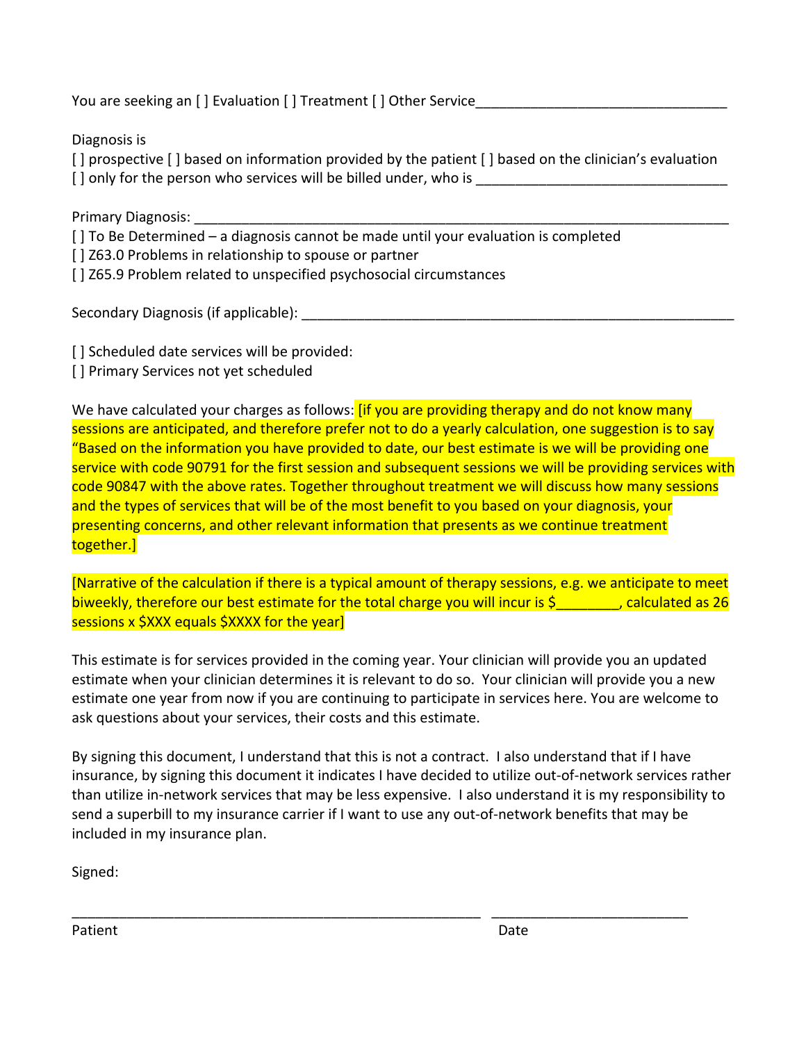You are seeking an [ ] Evaluation [ ] Treatment [ ] Other Service________________________________

Diagnosis is

[ ] prospective [ ] based on information provided by the patient [ ] based on the clinician's evaluation
[ ] only for the person who services will be billed under, who is ________________________________

Primary Diagnosis: ______________________________________________________________________

[ ] To Be Determined – a diagnosis cannot be made until your evaluation is completed
[ ] Z63.0 Problems in relationship to spouse or partner
[ ] Z65.9 Problem related to unspecified psychosocial circumstances

Secondary Diagnosis (if applicable): ________________________________________________________

[ ] Scheduled date services will be provided:
[ ] Primary Services not yet scheduled

We have calculated your charges as follows: [if you are providing therapy and do not know many sessions are anticipated, and therefore prefer not to do a yearly calculation, one suggestion is to say "Based on the information you have provided to date, our best estimate is we will be providing one service with code 90791 for the first session and subsequent sessions we will be providing services with code 90847 with the above rates. Together throughout treatment we will discuss how many sessions and the types of services that will be of the most benefit to you based on your diagnosis, your presenting concerns, and other relevant information that presents as we continue treatment together.]

[Narrative of the calculation if there is a typical amount of therapy sessions, e.g. we anticipate to meet biweekly, therefore our best estimate for the total charge you will incur is $________, calculated as 26 sessions x $XXX equals $XXXX for the year]

This estimate is for services provided in the coming year. Your clinician will provide you an updated estimate when your clinician determines it is relevant to do so. Your clinician will provide you a new estimate one year from now if you are continuing to participate in services here. You are welcome to ask questions about your services, their costs and this estimate.

By signing this document, I understand that this is not a contract. I also understand that if I have insurance, by signing this document it indicates I have decided to utilize out-of-network services rather than utilize in-network services that may be less expensive. I also understand it is my responsibility to send a superbill to my insurance carrier if I want to use any out-of-network benefits that may be included in my insurance plan.

Signed:

_____________________________________________________ _________________________

Patient Date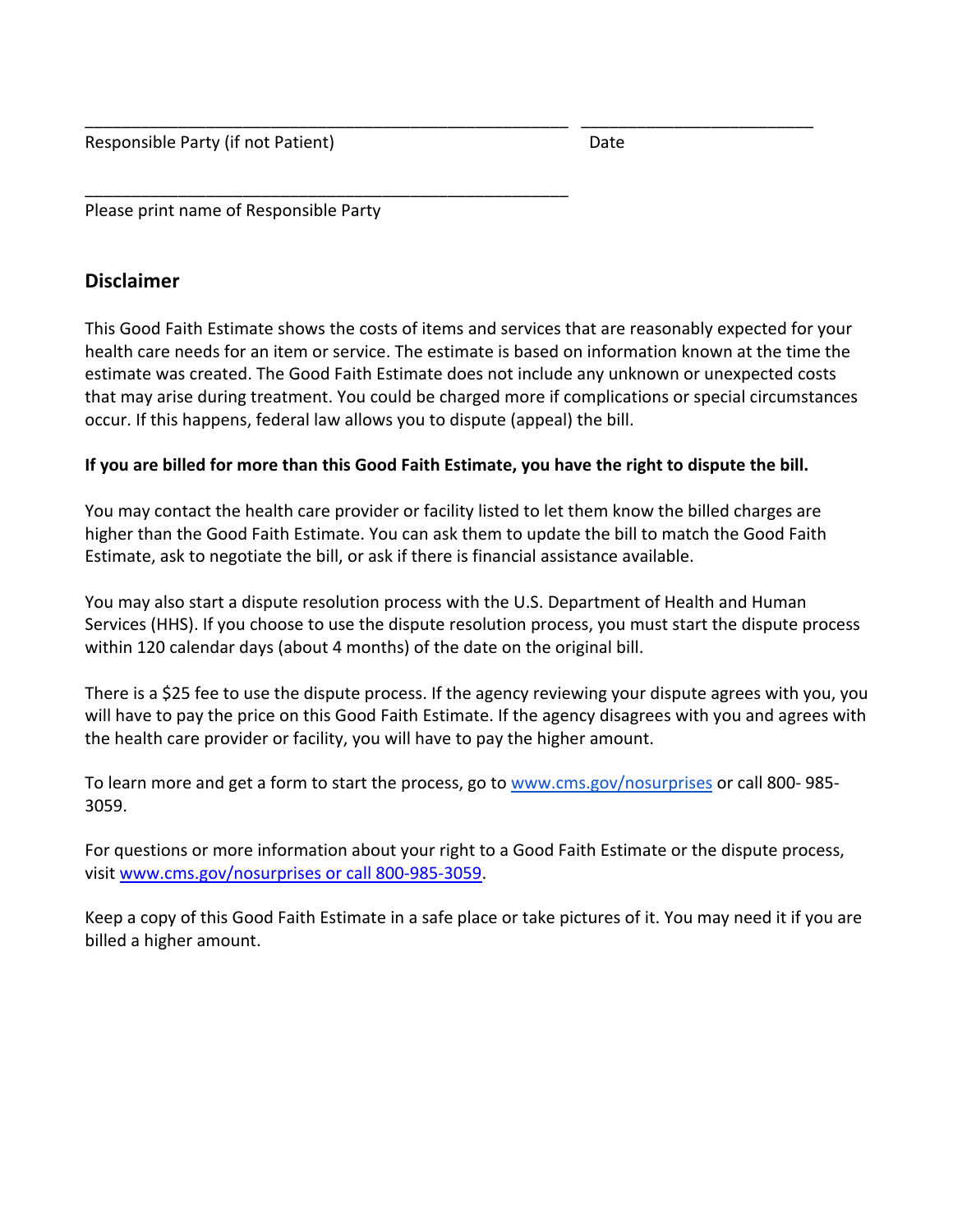\_\_\_\_\_\_\_\_\_\_\_\_\_\_\_\_\_\_\_\_\_\_\_\_\_\_\_\_\_\_\_\_\_\_\_\_\_\_\_\_\_\_\_\_\_\_\_\_\_\_ \_\_\_\_\_\_\_\_\_\_\_\_\_\_\_\_\_\_\_\_\_\_\_\_\_\_\_\_

Responsible Party (if not Patient) Date

\_\_\_\_\_\_\_\_\_\_\_\_\_\_\_\_\_\_\_\_\_\_\_\_\_\_\_\_\_\_\_\_\_\_\_\_\_\_\_\_\_\_\_\_\_\_\_\_\_\_

Please print name of Responsible Party

## Disclaimer

This Good Faith Estimate shows the costs of items and services that are reasonably expected for your health care needs for an item or service. The estimate is based on information known at the time the estimate was created. The Good Faith Estimate does not include any unknown or unexpected costs that may arise during treatment. You could be charged more if complications or special circumstances occur. If this happens, federal law allows you to dispute (appeal) the bill.

**If you are billed for more than this Good Faith Estimate, you have the right to dispute the bill.**

You may contact the health care provider or facility listed to let them know the billed charges are higher than the Good Faith Estimate. You can ask them to update the bill to match the Good Faith Estimate, ask to negotiate the bill, or ask if there is financial assistance available.

You may also start a dispute resolution process with the U.S. Department of Health and Human Services (HHS). If you choose to use the dispute resolution process, you must start the dispute process within 120 calendar days (about 4 months) of the date on the original bill.

There is a $25 fee to use the dispute process. If the agency reviewing your dispute agrees with you, you will have to pay the price on this Good Faith Estimate. If the agency disagrees with you and agrees with the health care provider or facility, you will have to pay the higher amount.

To learn more and get a form to start the process, go to www.cms.gov/nosurprises or call 800- 985-3059.

For questions or more information about your right to a Good Faith Estimate or the dispute process, visit www.cms.gov/nosurprises or call 800-985-3059.

Keep a copy of this Good Faith Estimate in a safe place or take pictures of it. You may need it if you are billed a higher amount.